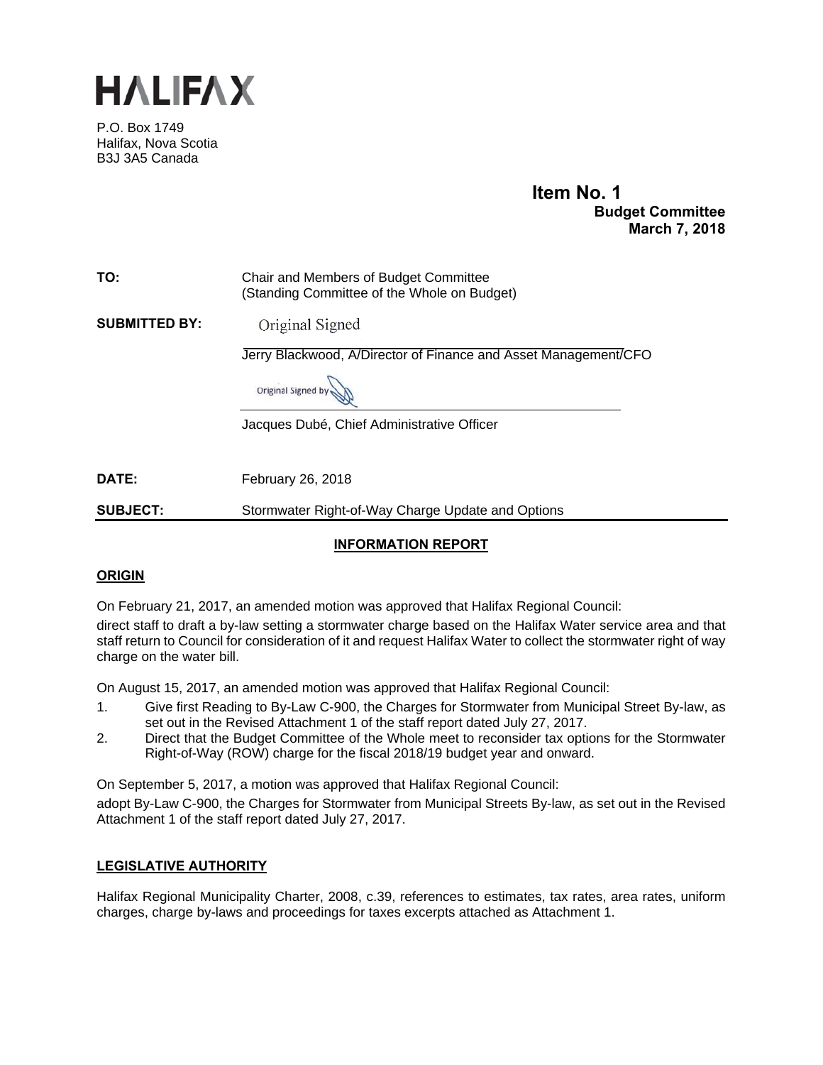# HALIFAX

P.O. Box 1749
Halifax, Nova Scotia
B3J 3A5 Canada

**Item No. 1**
**Budget Committee**
**March 7, 2018**

**TO:** Chair and Members of Budget Committee
(Standing Committee of the Whole on Budget)

**SUBMITTED BY:** Original Signed

Jerry Blackwood, A/Director of Finance and Asset Management/CFO

Original Signed by

Jacques Dubé, Chief Administrative Officer

**DATE:** February 26, 2018

**SUBJECT:** Stormwater Right-of-Way Charge Update and Options

## INFORMATION REPORT

### ORIGIN

On February 21, 2017, an amended motion was approved that Halifax Regional Council:

direct staff to draft a by-law setting a stormwater charge based on the Halifax Water service area and that staff return to Council for consideration of it and request Halifax Water to collect the stormwater right of way charge on the water bill.

On August 15, 2017, an amended motion was approved that Halifax Regional Council:

1. Give first Reading to By-Law C-900, the Charges for Stormwater from Municipal Street By-law, as set out in the Revised Attachment 1 of the staff report dated July 27, 2017.
2. Direct that the Budget Committee of the Whole meet to reconsider tax options for the Stormwater Right-of-Way (ROW) charge for the fiscal 2018/19 budget year and onward.

On September 5, 2017, a motion was approved that Halifax Regional Council:

adopt By-Law C-900, the Charges for Stormwater from Municipal Streets By-law, as set out in the Revised Attachment 1 of the staff report dated July 27, 2017.

### LEGISLATIVE AUTHORITY

Halifax Regional Municipality Charter, 2008, c.39, references to estimates, tax rates, area rates, uniform charges, charge by-laws and proceedings for taxes excerpts attached as Attachment 1.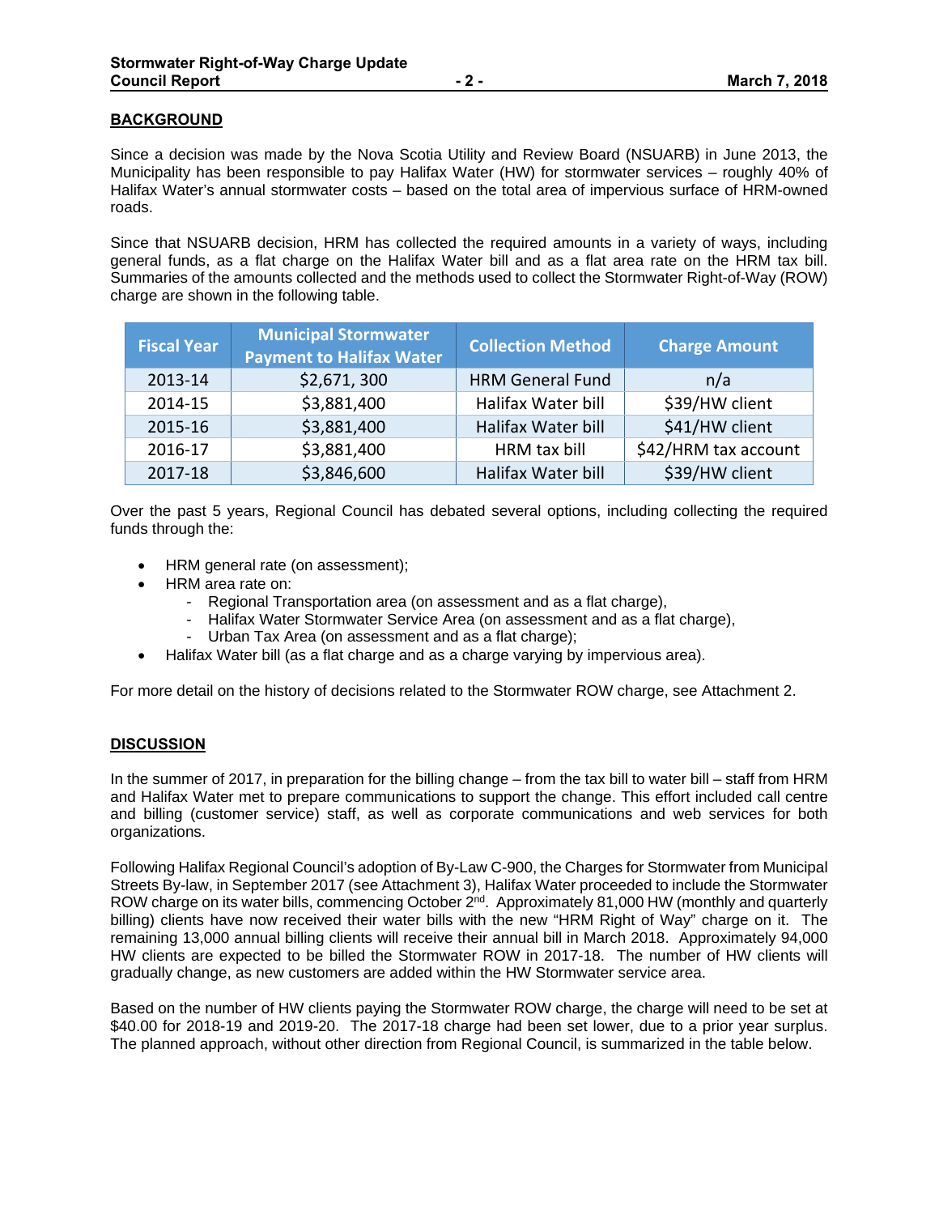## BACKGROUND

Since a decision was made by the Nova Scotia Utility and Review Board (NSUARB) in June 2013, the Municipality has been responsible to pay Halifax Water (HW) for stormwater services – roughly 40% of Halifax Water's annual stormwater costs – based on the total area of impervious surface of HRM-owned roads.

Since that NSUARB decision, HRM has collected the required amounts in a variety of ways, including general funds, as a flat charge on the Halifax Water bill and as a flat area rate on the HRM tax bill. Summaries of the amounts collected and the methods used to collect the Stormwater Right-of-Way (ROW) charge are shown in the following table.

| Fiscal Year | Municipal Stormwater Payment to Halifax Water | Collection Method | Charge Amount |
|---|---|---|---|
| 2013-14 | $2,671, 300 | HRM General Fund | n/a |
| 2014-15 | $3,881,400 | Halifax Water bill | $39/HW client |
| 2015-16 | $3,881,400 | Halifax Water bill | $41/HW client |
| 2016-17 | $3,881,400 | HRM tax bill | $42/HRM tax account |
| 2017-18 | $3,846,600 | Halifax Water bill | $39/HW client |

Over the past 5 years, Regional Council has debated several options, including collecting the required funds through the:

- HRM general rate (on assessment);
- HRM area rate on:
  - Regional Transportation area (on assessment and as a flat charge),
  - Halifax Water Stormwater Service Area (on assessment and as a flat charge),
  - Urban Tax Area (on assessment and as a flat charge);
- Halifax Water bill (as a flat charge and as a charge varying by impervious area).

For more detail on the history of decisions related to the Stormwater ROW charge, see Attachment 2.

## DISCUSSION

In the summer of 2017, in preparation for the billing change – from the tax bill to water bill – staff from HRM and Halifax Water met to prepare communications to support the change. This effort included call centre and billing (customer service) staff, as well as corporate communications and web services for both organizations.

Following Halifax Regional Council's adoption of By-Law C-900, the Charges for Stormwater from Municipal Streets By-law, in September 2017 (see Attachment 3), Halifax Water proceeded to include the Stormwater ROW charge on its water bills, commencing October 2nd. Approximately 81,000 HW (monthly and quarterly billing) clients have now received their water bills with the new "HRM Right of Way" charge on it. The remaining 13,000 annual billing clients will receive their annual bill in March 2018. Approximately 94,000 HW clients are expected to be billed the Stormwater ROW in 2017-18. The number of HW clients will gradually change, as new customers are added within the HW Stormwater service area.

Based on the number of HW clients paying the Stormwater ROW charge, the charge will need to be set at $40.00 for 2018-19 and 2019-20. The 2017-18 charge had been set lower, due to a prior year surplus. The planned approach, without other direction from Regional Council, is summarized in the table below.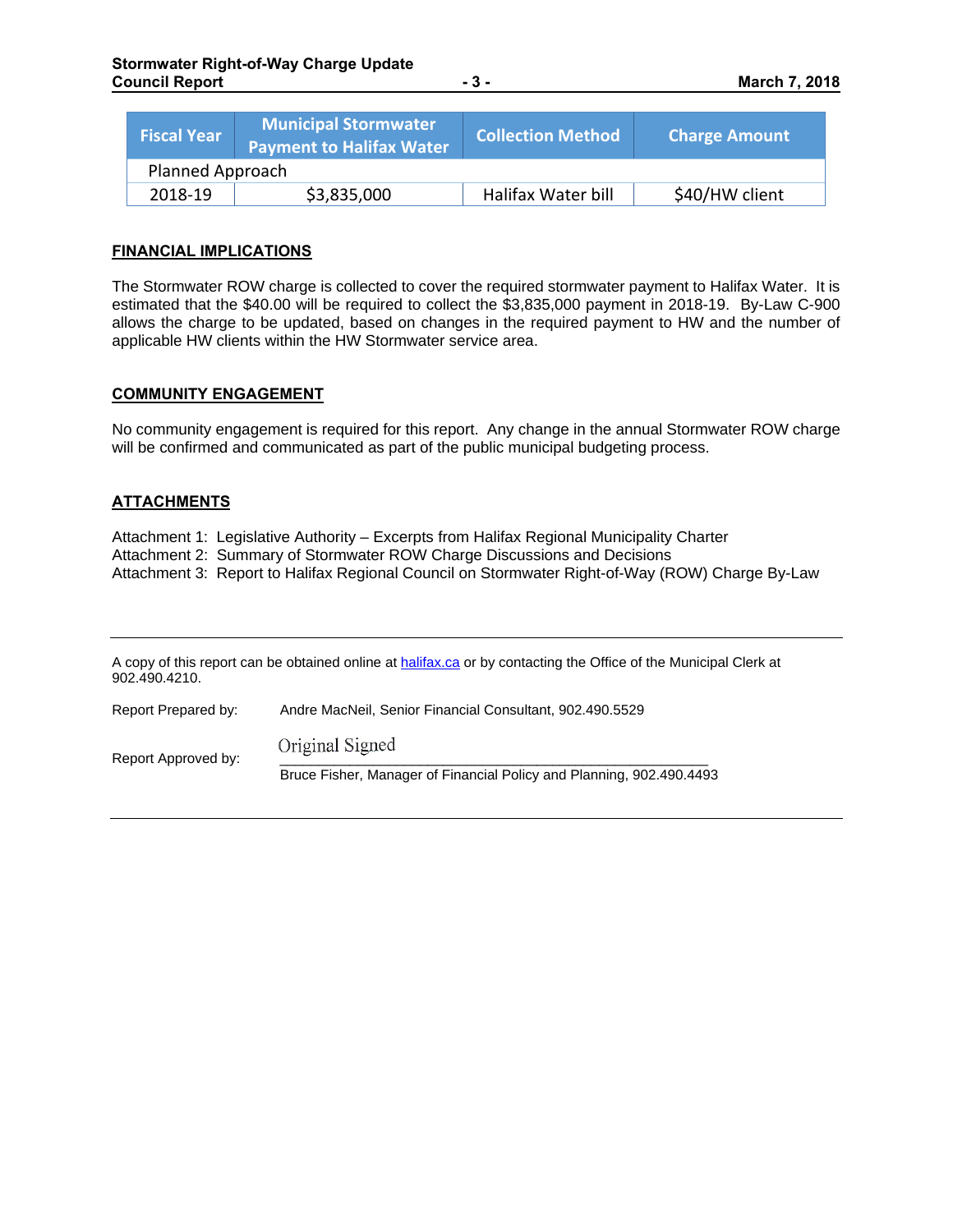| Fiscal Year | Municipal Stormwater Payment to Halifax Water | Collection Method | Charge Amount |
|---|---|---|---|
| Planned Approach | | | |
| 2018-19 | $3,835,000 | Halifax Water bill | $40/HW client |

## FINANCIAL IMPLICATIONS

The Stormwater ROW charge is collected to cover the required stormwater payment to Halifax Water. It is estimated that the $40.00 will be required to collect the $3,835,000 payment in 2018-19. By-Law C-900 allows the charge to be updated, based on changes in the required payment to HW and the number of applicable HW clients within the HW Stormwater service area.

## COMMUNITY ENGAGEMENT

No community engagement is required for this report. Any change in the annual Stormwater ROW charge will be confirmed and communicated as part of the public municipal budgeting process.

## ATTACHMENTS

Attachment 1: Legislative Authority – Excerpts from Halifax Regional Municipality Charter
Attachment 2: Summary of Stormwater ROW Charge Discussions and Decisions
Attachment 3: Report to Halifax Regional Council on Stormwater Right-of-Way (ROW) Charge By-Law

---

A copy of this report can be obtained online at halifax.ca or by contacting the Office of the Municipal Clerk at 902.490.4210.

Report Prepared by: Andre MacNeil, Senior Financial Consultant, 902.490.5529

Report Approved by: Original Signed
Bruce Fisher, Manager of Financial Policy and Planning, 902.490.4493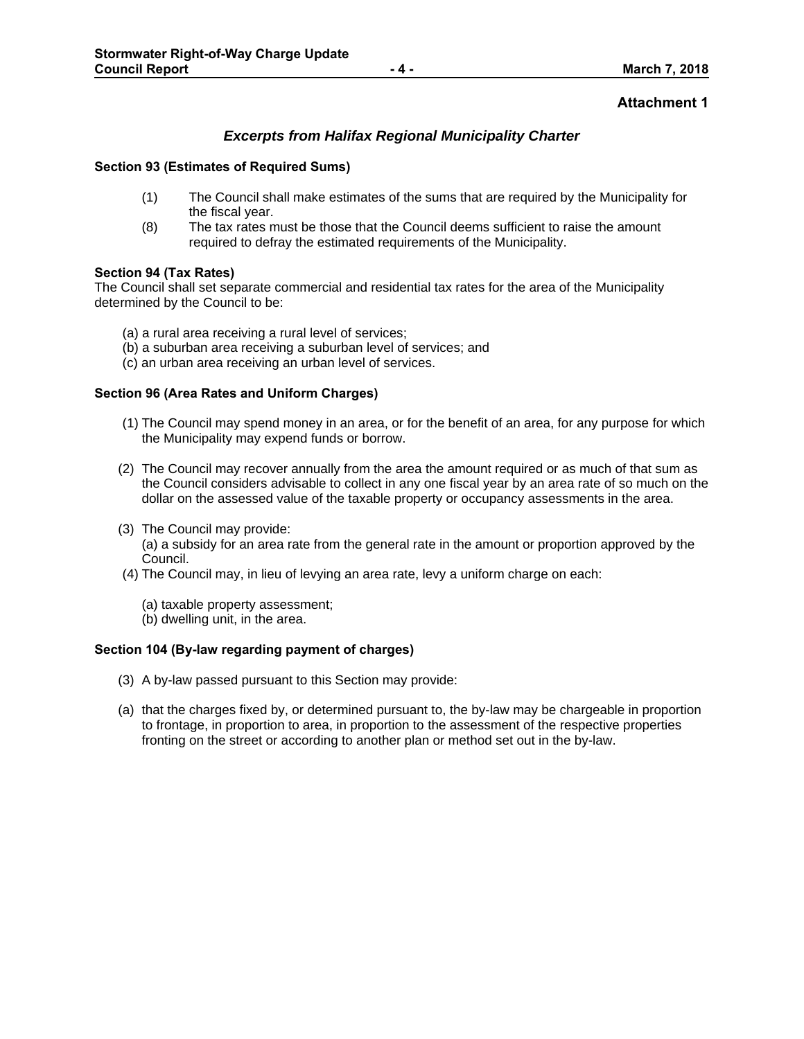**Attachment 1**

## *Excerpts from Halifax Regional Municipality Charter*

**Section 93 (Estimates of Required Sums)**

(1) The Council shall make estimates of the sums that are required by the Municipality for the fiscal year.

(8) The tax rates must be those that the Council deems sufficient to raise the amount required to defray the estimated requirements of the Municipality.

**Section 94 (Tax Rates)**

The Council shall set separate commercial and residential tax rates for the area of the Municipality determined by the Council to be:

(a) a rural area receiving a rural level of services;
(b) a suburban area receiving a suburban level of services; and
(c) an urban area receiving an urban level of services.

**Section 96 (Area Rates and Uniform Charges)**

(1) The Council may spend money in an area, or for the benefit of an area, for any purpose for which the Municipality may expend funds or borrow.

(2) The Council may recover annually from the area the amount required or as much of that sum as the Council considers advisable to collect in any one fiscal year by an area rate of so much on the dollar on the assessed value of the taxable property or occupancy assessments in the area.

(3) The Council may provide:
(a) a subsidy for an area rate from the general rate in the amount or proportion approved by the Council.

(4) The Council may, in lieu of levying an area rate, levy a uniform charge on each:

(a) taxable property assessment;
(b) dwelling unit, in the area.

**Section 104 (By-law regarding payment of charges)**

(3) A by-law passed pursuant to this Section may provide:

(a) that the charges fixed by, or determined pursuant to, the by-law may be chargeable in proportion to frontage, in proportion to area, in proportion to the assessment of the respective properties fronting on the street or according to another plan or method set out in the by-law.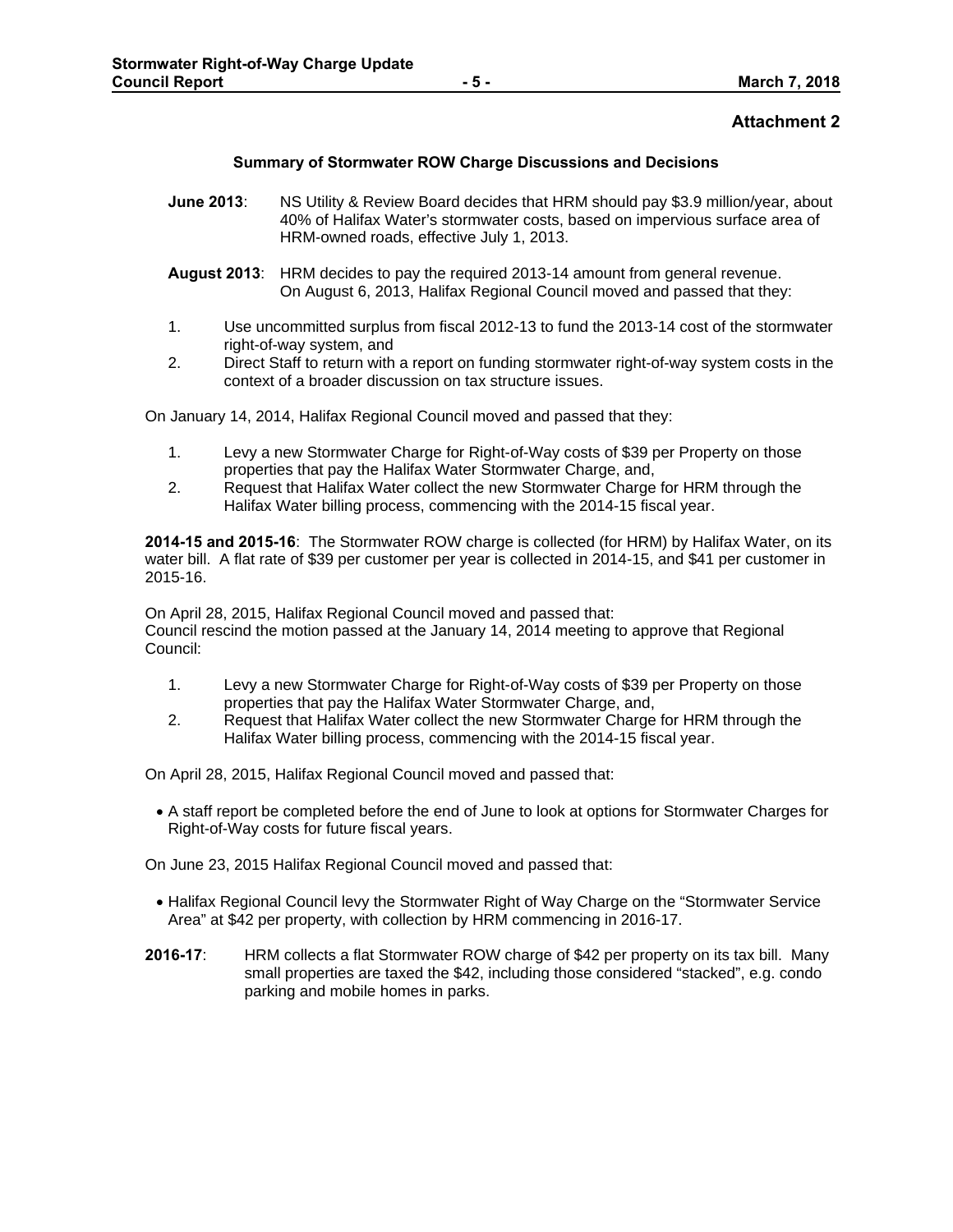## Attachment 2

### Summary of Stormwater ROW Charge Discussions and Decisions

**June 2013**: NS Utility & Review Board decides that HRM should pay $3.9 million/year, about 40% of Halifax Water's stormwater costs, based on impervious surface area of HRM-owned roads, effective July 1, 2013.

**August 2013**: HRM decides to pay the required 2013-14 amount from general revenue. On August 6, 2013, Halifax Regional Council moved and passed that they:

1. Use uncommitted surplus from fiscal 2012-13 to fund the 2013-14 cost of the stormwater right-of-way system, and
2. Direct Staff to return with a report on funding stormwater right-of-way system costs in the context of a broader discussion on tax structure issues.

On January 14, 2014, Halifax Regional Council moved and passed that they:

1. Levy a new Stormwater Charge for Right-of-Way costs of $39 per Property on those properties that pay the Halifax Water Stormwater Charge, and,
2. Request that Halifax Water collect the new Stormwater Charge for HRM through the Halifax Water billing process, commencing with the 2014-15 fiscal year.

**2014-15 and 2015-16**: The Stormwater ROW charge is collected (for HRM) by Halifax Water, on its water bill. A flat rate of $39 per customer per year is collected in 2014-15, and $41 per customer in 2015-16.

On April 28, 2015, Halifax Regional Council moved and passed that:
Council rescind the motion passed at the January 14, 2014 meeting to approve that Regional Council:

1. Levy a new Stormwater Charge for Right-of-Way costs of $39 per Property on those properties that pay the Halifax Water Stormwater Charge, and,
2. Request that Halifax Water collect the new Stormwater Charge for HRM through the Halifax Water billing process, commencing with the 2014-15 fiscal year.

On April 28, 2015, Halifax Regional Council moved and passed that:

- A staff report be completed before the end of June to look at options for Stormwater Charges for Right-of-Way costs for future fiscal years.

On June 23, 2015 Halifax Regional Council moved and passed that:

- Halifax Regional Council levy the Stormwater Right of Way Charge on the "Stormwater Service Area" at $42 per property, with collection by HRM commencing in 2016-17.

**2016-17**: HRM collects a flat Stormwater ROW charge of $42 per property on its tax bill. Many small properties are taxed the $42, including those considered "stacked", e.g. condo parking and mobile homes in parks.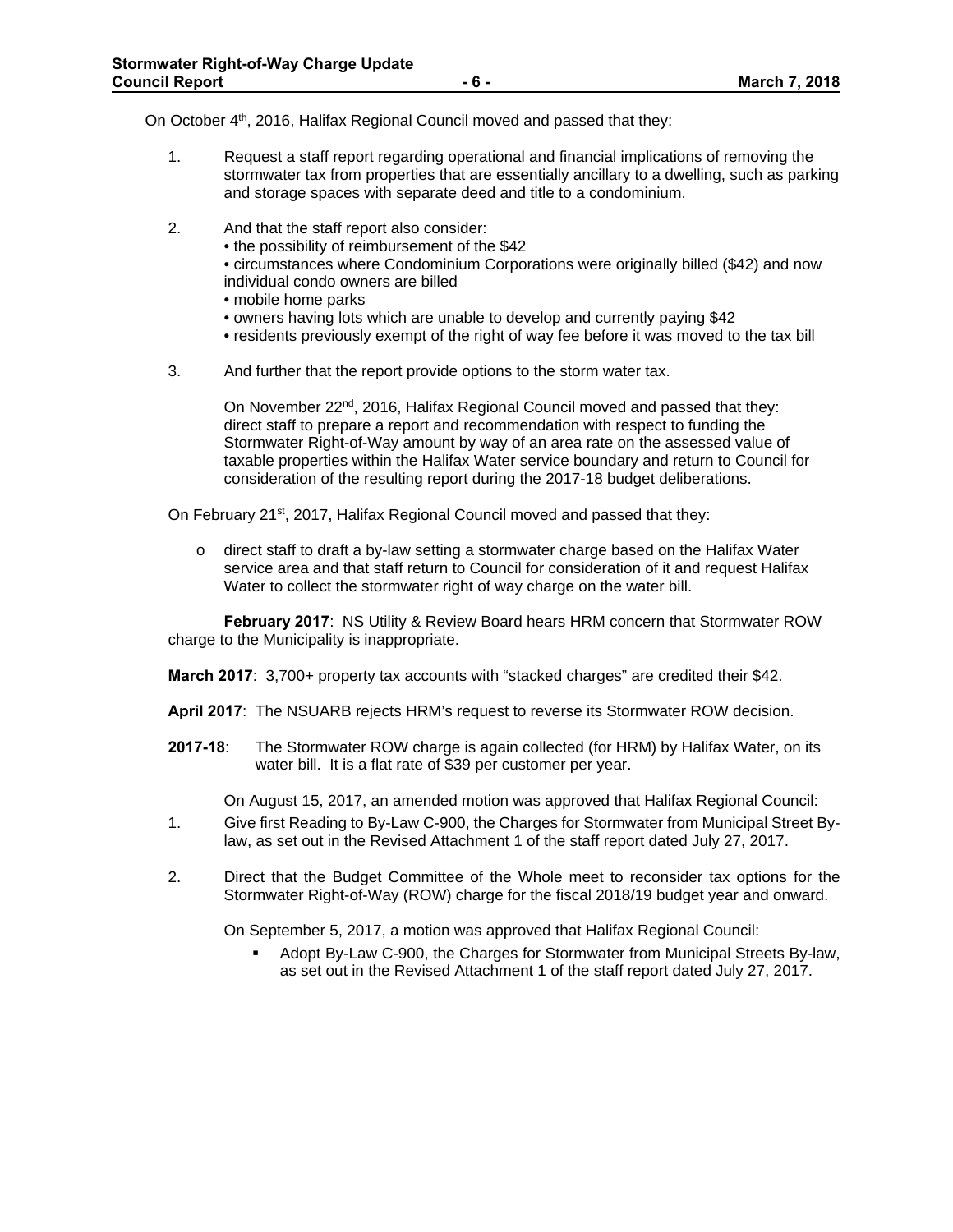On October 4th, 2016, Halifax Regional Council moved and passed that they:

1. Request a staff report regarding operational and financial implications of removing the stormwater tax from properties that are essentially ancillary to a dwelling, such as parking and storage spaces with separate deed and title to a condominium.

2. And that the staff report also consider:
   • the possibility of reimbursement of the $42
   • circumstances where Condominium Corporations were originally billed ($42) and now individual condo owners are billed
   • mobile home parks
   • owners having lots which are unable to develop and currently paying $42
   • residents previously exempt of the right of way fee before it was moved to the tax bill

3. And further that the report provide options to the storm water tax.

   On November 22nd, 2016, Halifax Regional Council moved and passed that they: direct staff to prepare a report and recommendation with respect to funding the Stormwater Right-of-Way amount by way of an area rate on the assessed value of taxable properties within the Halifax Water service boundary and return to Council for consideration of the resulting report during the 2017-18 budget deliberations.

On February 21st, 2017, Halifax Regional Council moved and passed that they:

- direct staff to draft a by-law setting a stormwater charge based on the Halifax Water service area and that staff return to Council for consideration of it and request Halifax Water to collect the stormwater right of way charge on the water bill.

**February 2017**: NS Utility & Review Board hears HRM concern that Stormwater ROW charge to the Municipality is inappropriate.

**March 2017**: 3,700+ property tax accounts with "stacked charges" are credited their $42.

**April 2017**: The NSUARB rejects HRM's request to reverse its Stormwater ROW decision.

**2017-18**: The Stormwater ROW charge is again collected (for HRM) by Halifax Water, on its water bill. It is a flat rate of $39 per customer per year.

On August 15, 2017, an amended motion was approved that Halifax Regional Council:

1. Give first Reading to By-Law C-900, the Charges for Stormwater from Municipal Street By-law, as set out in the Revised Attachment 1 of the staff report dated July 27, 2017.

2. Direct that the Budget Committee of the Whole meet to reconsider tax options for the Stormwater Right-of-Way (ROW) charge for the fiscal 2018/19 budget year and onward.

On September 5, 2017, a motion was approved that Halifax Regional Council:

- Adopt By-Law C-900, the Charges for Stormwater from Municipal Streets By-law, as set out in the Revised Attachment 1 of the staff report dated July 27, 2017.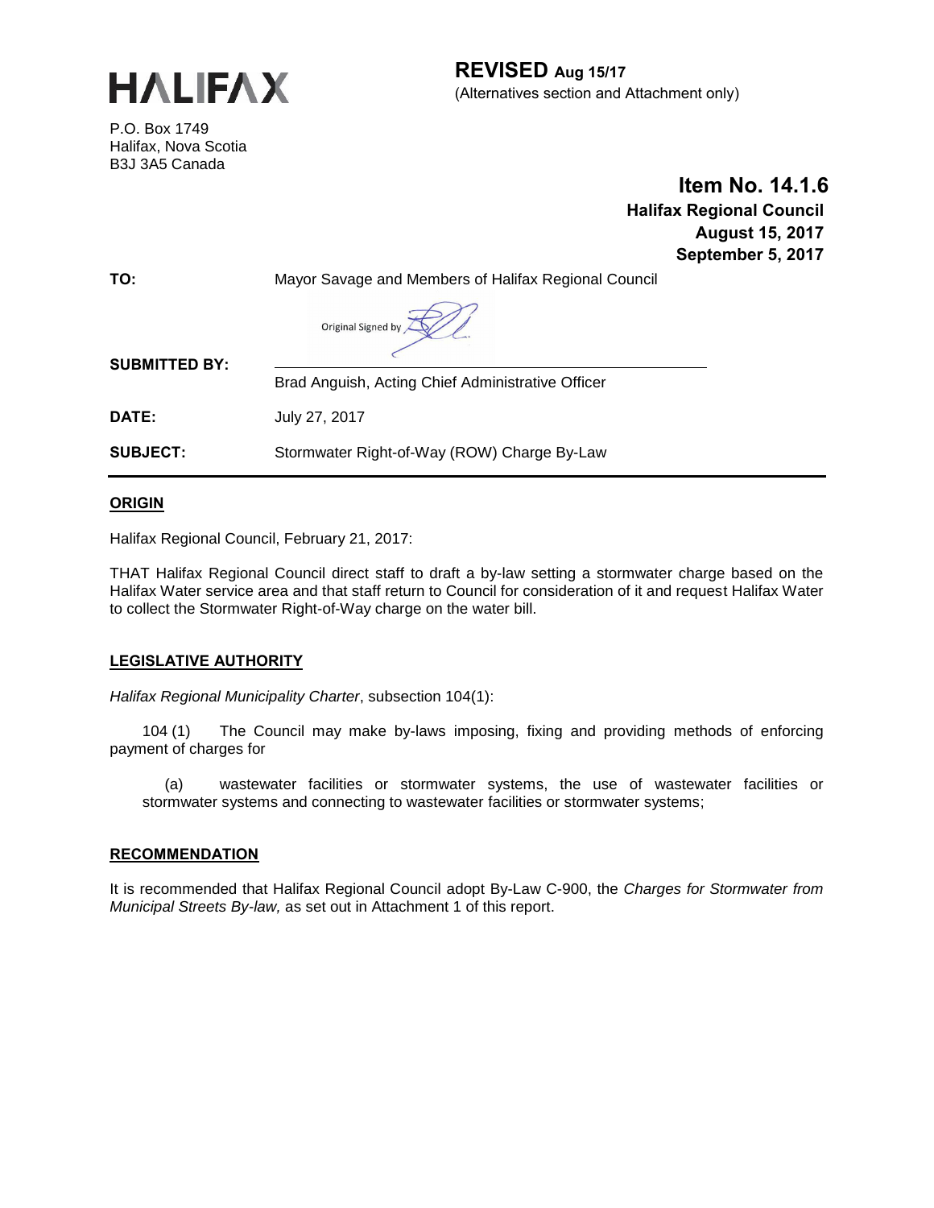# HALIFAX

P.O. Box 1749
Halifax, Nova Scotia
B3J 3A5 Canada

**REVISED Aug 15/17**
(Alternatives section and Attachment only)

**Item No. 14.1.6**
**Halifax Regional Council**
**August 15, 2017**
**September 5, 2017**

**TO:** Mayor Savage and Members of Halifax Regional Council

Original Signed by

**SUBMITTED BY:** Brad Anguish, Acting Chief Administrative Officer

**DATE:** July 27, 2017

**SUBJECT:** Stormwater Right-of-Way (ROW) Charge By-Law

## ORIGIN

Halifax Regional Council, February 21, 2017:

THAT Halifax Regional Council direct staff to draft a by-law setting a stormwater charge based on the Halifax Water service area and that staff return to Council for consideration of it and request Halifax Water to collect the Stormwater Right-of-Way charge on the water bill.

## LEGISLATIVE AUTHORITY

*Halifax Regional Municipality Charter*, subsection 104(1):

104 (1) The Council may make by-laws imposing, fixing and providing methods of enforcing payment of charges for

(a) wastewater facilities or stormwater systems, the use of wastewater facilities or stormwater systems and connecting to wastewater facilities or stormwater systems;

## RECOMMENDATION

It is recommended that Halifax Regional Council adopt By-Law C-900, the *Charges for Stormwater from Municipal Streets By-law,* as set out in Attachment 1 of this report.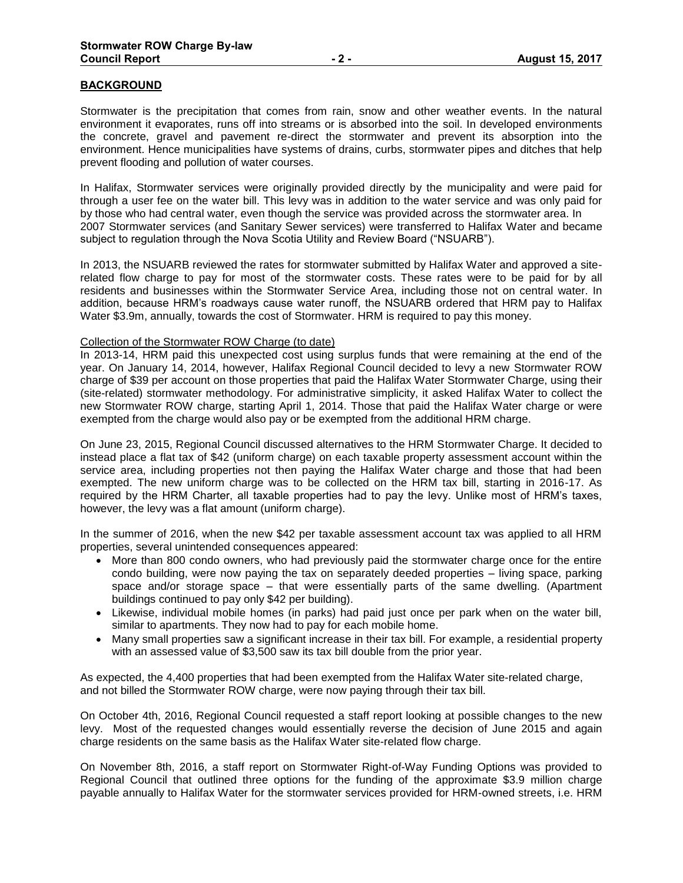## BACKGROUND

Stormwater is the precipitation that comes from rain, snow and other weather events. In the natural environment it evaporates, runs off into streams or is absorbed into the soil. In developed environments the concrete, gravel and pavement re-direct the stormwater and prevent its absorption into the environment. Hence municipalities have systems of drains, curbs, stormwater pipes and ditches that help prevent flooding and pollution of water courses.

In Halifax, Stormwater services were originally provided directly by the municipality and were paid for through a user fee on the water bill. This levy was in addition to the water service and was only paid for by those who had central water, even though the service was provided across the stormwater area. In 2007 Stormwater services (and Sanitary Sewer services) were transferred to Halifax Water and became subject to regulation through the Nova Scotia Utility and Review Board ("NSUARB").

In 2013, the NSUARB reviewed the rates for stormwater submitted by Halifax Water and approved a site-related flow charge to pay for most of the stormwater costs. These rates were to be paid for by all residents and businesses within the Stormwater Service Area, including those not on central water. In addition, because HRM's roadways cause water runoff, the NSUARB ordered that HRM pay to Halifax Water $3.9m, annually, towards the cost of Stormwater. HRM is required to pay this money.

### Collection of the Stormwater ROW Charge (to date)

In 2013-14, HRM paid this unexpected cost using surplus funds that were remaining at the end of the year. On January 14, 2014, however, Halifax Regional Council decided to levy a new Stormwater ROW charge of $39 per account on those properties that paid the Halifax Water Stormwater Charge, using their (site-related) stormwater methodology. For administrative simplicity, it asked Halifax Water to collect the new Stormwater ROW charge, starting April 1, 2014. Those that paid the Halifax Water charge or were exempted from the charge would also pay or be exempted from the additional HRM charge.

On June 23, 2015, Regional Council discussed alternatives to the HRM Stormwater Charge. It decided to instead place a flat tax of $42 (uniform charge) on each taxable property assessment account within the service area, including properties not then paying the Halifax Water charge and those that had been exempted. The new uniform charge was to be collected on the HRM tax bill, starting in 2016-17. As required by the HRM Charter, all taxable properties had to pay the levy. Unlike most of HRM's taxes, however, the levy was a flat amount (uniform charge).

In the summer of 2016, when the new $42 per taxable assessment account tax was applied to all HRM properties, several unintended consequences appeared:

- More than 800 condo owners, who had previously paid the stormwater charge once for the entire condo building, were now paying the tax on separately deeded properties – living space, parking space and/or storage space – that were essentially parts of the same dwelling. (Apartment buildings continued to pay only $42 per building).
- Likewise, individual mobile homes (in parks) had paid just once per park when on the water bill, similar to apartments. They now had to pay for each mobile home.
- Many small properties saw a significant increase in their tax bill. For example, a residential property with an assessed value of $3,500 saw its tax bill double from the prior year.

As expected, the 4,400 properties that had been exempted from the Halifax Water site-related charge, and not billed the Stormwater ROW charge, were now paying through their tax bill.

On October 4th, 2016, Regional Council requested a staff report looking at possible changes to the new levy. Most of the requested changes would essentially reverse the decision of June 2015 and again charge residents on the same basis as the Halifax Water site-related flow charge.

On November 8th, 2016, a staff report on Stormwater Right-of-Way Funding Options was provided to Regional Council that outlined three options for the funding of the approximate $3.9 million charge payable annually to Halifax Water for the stormwater services provided for HRM-owned streets, i.e. HRM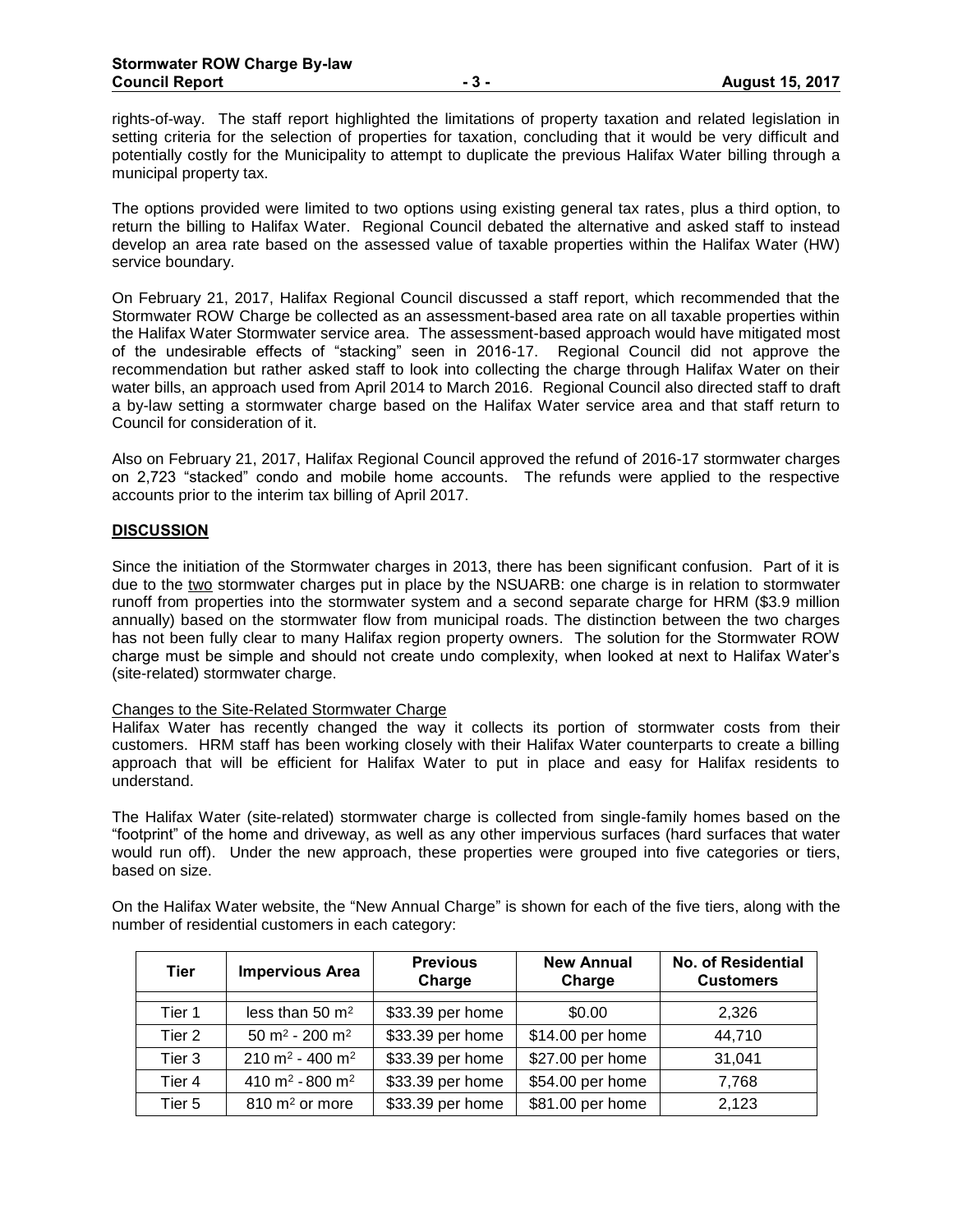rights-of-way. The staff report highlighted the limitations of property taxation and related legislation in setting criteria for the selection of properties for taxation, concluding that it would be very difficult and potentially costly for the Municipality to attempt to duplicate the previous Halifax Water billing through a municipal property tax.

The options provided were limited to two options using existing general tax rates, plus a third option, to return the billing to Halifax Water. Regional Council debated the alternative and asked staff to instead develop an area rate based on the assessed value of taxable properties within the Halifax Water (HW) service boundary.

On February 21, 2017, Halifax Regional Council discussed a staff report, which recommended that the Stormwater ROW Charge be collected as an assessment-based area rate on all taxable properties within the Halifax Water Stormwater service area. The assessment-based approach would have mitigated most of the undesirable effects of "stacking" seen in 2016-17. Regional Council did not approve the recommendation but rather asked staff to look into collecting the charge through Halifax Water on their water bills, an approach used from April 2014 to March 2016. Regional Council also directed staff to draft a by-law setting a stormwater charge based on the Halifax Water service area and that staff return to Council for consideration of it.

Also on February 21, 2017, Halifax Regional Council approved the refund of 2016-17 stormwater charges on 2,723 "stacked" condo and mobile home accounts. The refunds were applied to the respective accounts prior to the interim tax billing of April 2017.

## DISCUSSION

Since the initiation of the Stormwater charges in 2013, there has been significant confusion. Part of it is due to the two stormwater charges put in place by the NSUARB: one charge is in relation to stormwater runoff from properties into the stormwater system and a second separate charge for HRM ($3.9 million annually) based on the stormwater flow from municipal roads. The distinction between the two charges has not been fully clear to many Halifax region property owners. The solution for the Stormwater ROW charge must be simple and should not create undo complexity, when looked at next to Halifax Water's (site-related) stormwater charge.

### Changes to the Site-Related Stormwater Charge

Halifax Water has recently changed the way it collects its portion of stormwater costs from their customers. HRM staff has been working closely with their Halifax Water counterparts to create a billing approach that will be efficient for Halifax Water to put in place and easy for Halifax residents to understand.

The Halifax Water (site-related) stormwater charge is collected from single-family homes based on the "footprint" of the home and driveway, as well as any other impervious surfaces (hard surfaces that water would run off). Under the new approach, these properties were grouped into five categories or tiers, based on size.

On the Halifax Water website, the "New Annual Charge" is shown for each of the five tiers, along with the number of residential customers in each category:

| Tier | Impervious Area | Previous Charge | New Annual Charge | No. of Residential Customers |
|---|---|---|---|---|
| Tier 1 | less than 50 m² | $33.39 per home | $0.00 | 2,326 |
| Tier 2 | 50 m² - 200 m² | $33.39 per home | $14.00 per home | 44,710 |
| Tier 3 | 210 m² - 400 m² | $33.39 per home | $27.00 per home | 31,041 |
| Tier 4 | 410 m² - 800 m² | $33.39 per home | $54.00 per home | 7,768 |
| Tier 5 | 810 m² or more | $33.39 per home | $81.00 per home | 2,123 |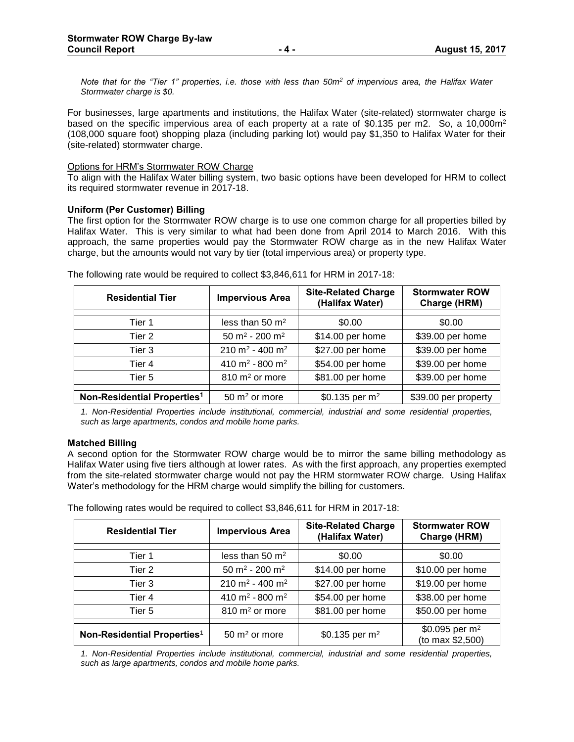*Note that for the "Tier 1" properties, i.e. those with less than 50m$^2$ of impervious area, the Halifax Water Stormwater charge is $0.*

For businesses, large apartments and institutions, the Halifax Water (site-related) stormwater charge is based on the specific impervious area of each property at a rate of $0.135 per m2. So, a 10,000m$^2$ (108,000 square foot) shopping plaza (including parking lot) would pay $1,350 to Halifax Water for their (site-related) stormwater charge.

Options for HRM's Stormwater ROW Charge

To align with the Halifax Water billing system, two basic options have been developed for HRM to collect its required stormwater revenue in 2017-18.

**Uniform (Per Customer) Billing**

The first option for the Stormwater ROW charge is to use one common charge for all properties billed by Halifax Water. This is very similar to what had been done from April 2014 to March 2016. With this approach, the same properties would pay the Stormwater ROW charge as in the new Halifax Water charge, but the amounts would not vary by tier (total impervious area) or property type.

The following rate would be required to collect $3,846,611 for HRM in 2017-18:

| Residential Tier | Impervious Area | Site-Related Charge (Halifax Water) | Stormwater ROW Charge (HRM) |
|---|---|---|---|
| Tier 1 | less than 50 m$^2$ | $0.00 | $0.00 |
| Tier 2 | 50 m$^2$ - 200 m$^2$ | $14.00 per home | $39.00 per home |
| Tier 3 | 210 m$^2$ - 400 m$^2$ | $27.00 per home | $39.00 per home |
| Tier 4 | 410 m$^2$ - 800 m$^2$ | $54.00 per home | $39.00 per home |
| Tier 5 | 810 m$^2$ or more | $81.00 per home | $39.00 per home |
| **Non-Residential Properties[1]** | 50 m$^2$ or more | $0.135 per m$^2$ | $39.00 per property |

*1. Non-Residential Properties include institutional, commercial, industrial and some residential properties, such as large apartments, condos and mobile home parks.*

**Matched Billing**

A second option for the Stormwater ROW charge would be to mirror the same billing methodology as Halifax Water using five tiers although at lower rates. As with the first approach, any properties exempted from the site-related stormwater charge would not pay the HRM stormwater ROW charge. Using Halifax Water's methodology for the HRM charge would simplify the billing for customers.

The following rates would be required to collect $3,846,611 for HRM in 2017-18:

| Residential Tier | Impervious Area | Site-Related Charge (Halifax Water) | Stormwater ROW Charge (HRM) |
|---|---|---|---|
| Tier 1 | less than 50 m$^2$ | $0.00 | $0.00 |
| Tier 2 | 50 m$^2$ - 200 m$^2$ | $14.00 per home | $10.00 per home |
| Tier 3 | 210 m$^2$ - 400 m$^2$ | $27.00 per home | $19.00 per home |
| Tier 4 | 410 m$^2$ - 800 m$^2$ | $54.00 per home | $38.00 per home |
| Tier 5 | 810 m$^2$ or more | $81.00 per home | $50.00 per home |
| **Non-Residential Properties[1]** | 50 m$^2$ or more | $0.135 per m$^2$ | $0.095 per m$^2$ (to max $2,500) |

*1. Non-Residential Properties include institutional, commercial, industrial and some residential properties, such as large apartments, condos and mobile home parks.*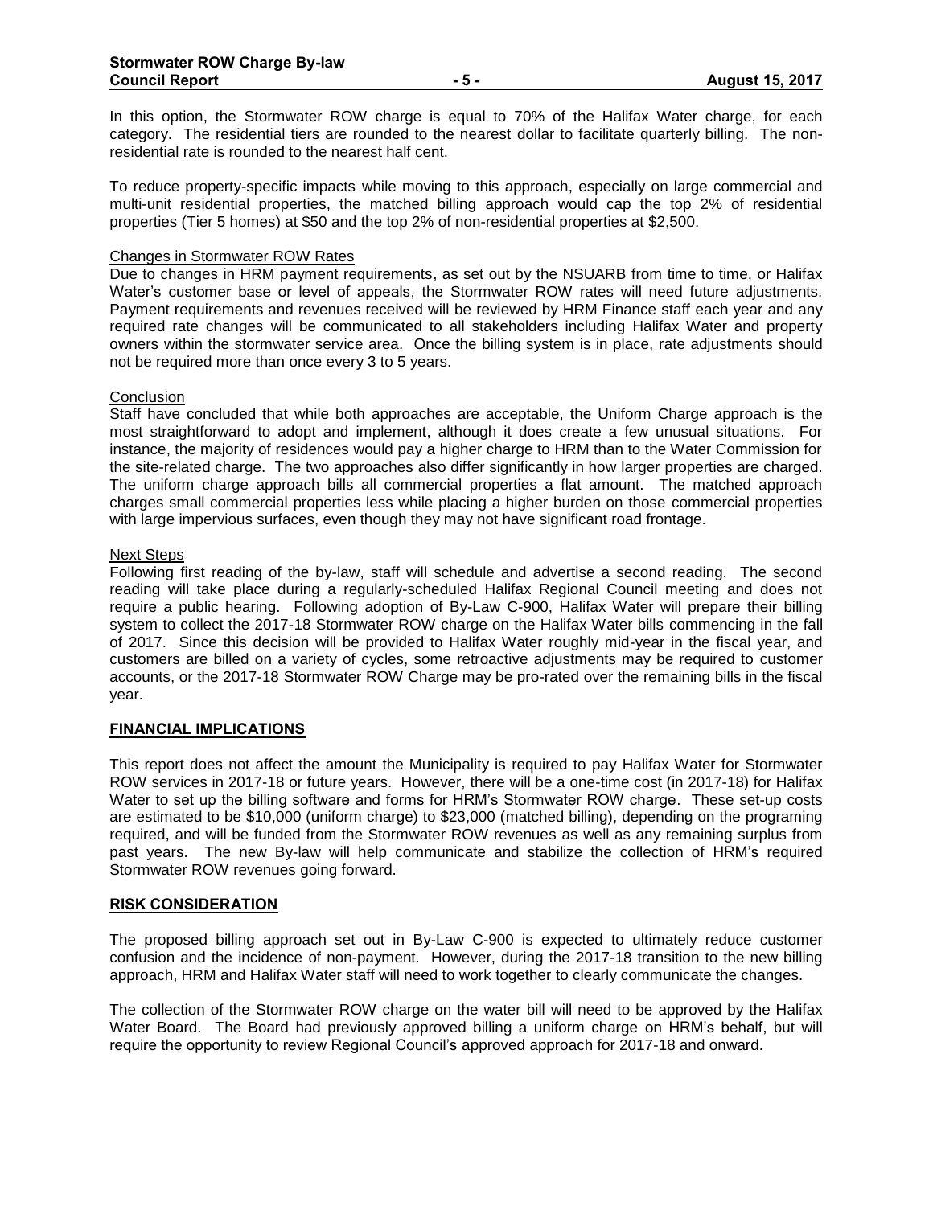In this option, the Stormwater ROW charge is equal to 70% of the Halifax Water charge, for each category. The residential tiers are rounded to the nearest dollar to facilitate quarterly billing. The non-residential rate is rounded to the nearest half cent.

To reduce property-specific impacts while moving to this approach, especially on large commercial and multi-unit residential properties, the matched billing approach would cap the top 2% of residential properties (Tier 5 homes) at $50 and the top 2% of non-residential properties at $2,500.

Changes in Stormwater ROW Rates

Due to changes in HRM payment requirements, as set out by the NSUARB from time to time, or Halifax Water's customer base or level of appeals, the Stormwater ROW rates will need future adjustments. Payment requirements and revenues received will be reviewed by HRM Finance staff each year and any required rate changes will be communicated to all stakeholders including Halifax Water and property owners within the stormwater service area. Once the billing system is in place, rate adjustments should not be required more than once every 3 to 5 years.

Conclusion

Staff have concluded that while both approaches are acceptable, the Uniform Charge approach is the most straightforward to adopt and implement, although it does create a few unusual situations. For instance, the majority of residences would pay a higher charge to HRM than to the Water Commission for the site-related charge. The two approaches also differ significantly in how larger properties are charged. The uniform charge approach bills all commercial properties a flat amount. The matched approach charges small commercial properties less while placing a higher burden on those commercial properties with large impervious surfaces, even though they may not have significant road frontage.

Next Steps

Following first reading of the by-law, staff will schedule and advertise a second reading. The second reading will take place during a regularly-scheduled Halifax Regional Council meeting and does not require a public hearing. Following adoption of By-Law C-900, Halifax Water will prepare their billing system to collect the 2017-18 Stormwater ROW charge on the Halifax Water bills commencing in the fall of 2017. Since this decision will be provided to Halifax Water roughly mid-year in the fiscal year, and customers are billed on a variety of cycles, some retroactive adjustments may be required to customer accounts, or the 2017-18 Stormwater ROW Charge may be pro-rated over the remaining bills in the fiscal year.

## FINANCIAL IMPLICATIONS

This report does not affect the amount the Municipality is required to pay Halifax Water for Stormwater ROW services in 2017-18 or future years. However, there will be a one-time cost (in 2017-18) for Halifax Water to set up the billing software and forms for HRM's Stormwater ROW charge. These set-up costs are estimated to be $10,000 (uniform charge) to $23,000 (matched billing), depending on the programing required, and will be funded from the Stormwater ROW revenues as well as any remaining surplus from past years. The new By-law will help communicate and stabilize the collection of HRM's required Stormwater ROW revenues going forward.

## RISK CONSIDERATION

The proposed billing approach set out in By-Law C-900 is expected to ultimately reduce customer confusion and the incidence of non-payment. However, during the 2017-18 transition to the new billing approach, HRM and Halifax Water staff will need to work together to clearly communicate the changes.

The collection of the Stormwater ROW charge on the water bill will need to be approved by the Halifax Water Board. The Board had previously approved billing a uniform charge on HRM's behalf, but will require the opportunity to review Regional Council's approved approach for 2017-18 and onward.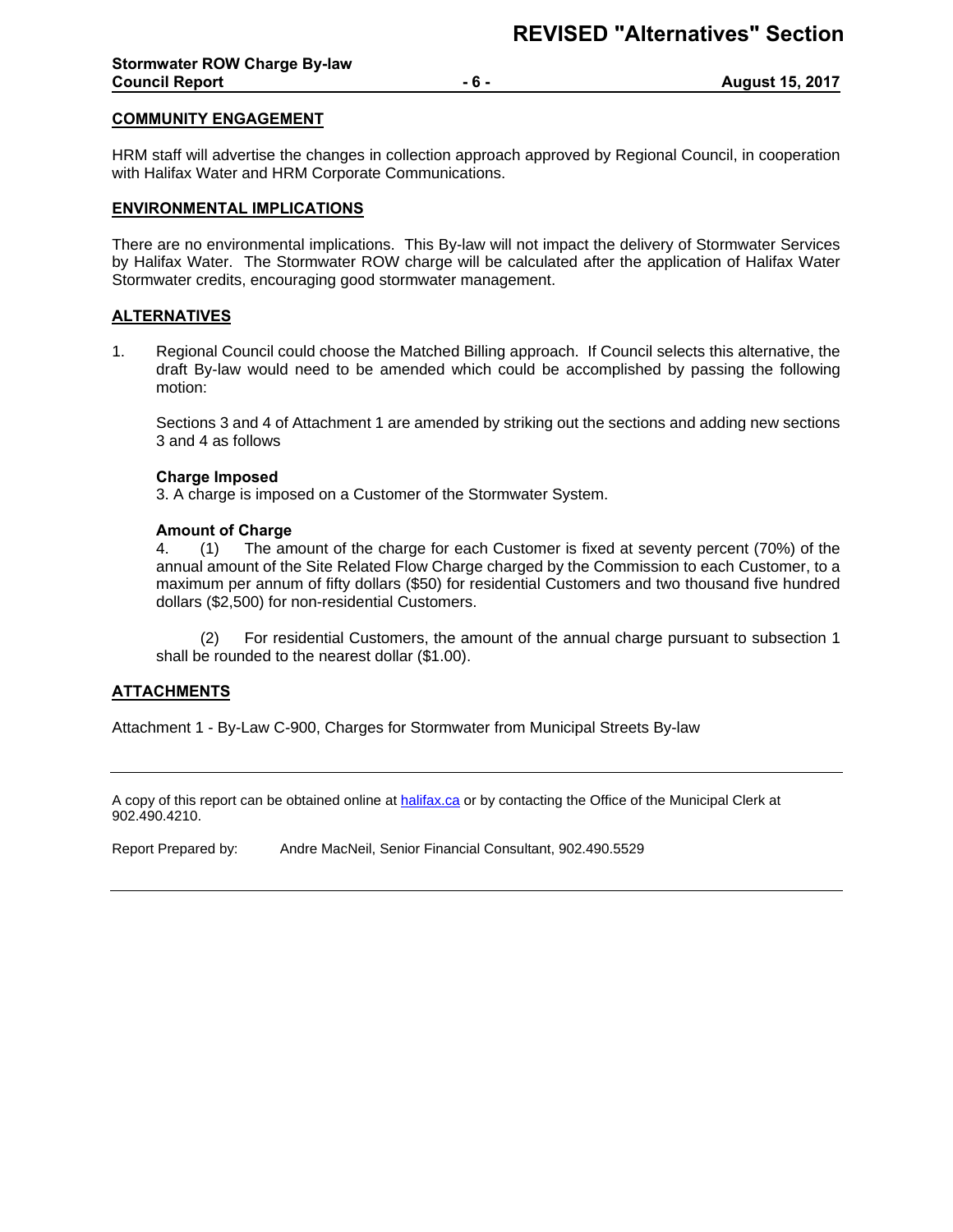# REVISED "Alternatives" Section

## COMMUNITY ENGAGEMENT

HRM staff will advertise the changes in collection approach approved by Regional Council, in cooperation with Halifax Water and HRM Corporate Communications.

## ENVIRONMENTAL IMPLICATIONS

There are no environmental implications. This By-law will not impact the delivery of Stormwater Services by Halifax Water. The Stormwater ROW charge will be calculated after the application of Halifax Water Stormwater credits, encouraging good stormwater management.

## ALTERNATIVES

1. Regional Council could choose the Matched Billing approach. If Council selects this alternative, the draft By-law would need to be amended which could be accomplished by passing the following motion:

   Sections 3 and 4 of Attachment 1 are amended by striking out the sections and adding new sections 3 and 4 as follows

   **Charge Imposed**
   3. A charge is imposed on a Customer of the Stormwater System.

   **Amount of Charge**
   4. (1) The amount of the charge for each Customer is fixed at seventy percent (70%) of the annual amount of the Site Related Flow Charge charged by the Commission to each Customer, to a maximum per annum of fifty dollars ($50) for residential Customers and two thousand five hundred dollars ($2,500) for non-residential Customers.

   (2) For residential Customers, the amount of the annual charge pursuant to subsection 1 shall be rounded to the nearest dollar ($1.00).

## ATTACHMENTS

Attachment 1 - By-Law C-900, Charges for Stormwater from Municipal Streets By-law

---

A copy of this report can be obtained online at halifax.ca or by contacting the Office of the Municipal Clerk at 902.490.4210.

Report Prepared by: Andre MacNeil, Senior Financial Consultant, 902.490.5529

---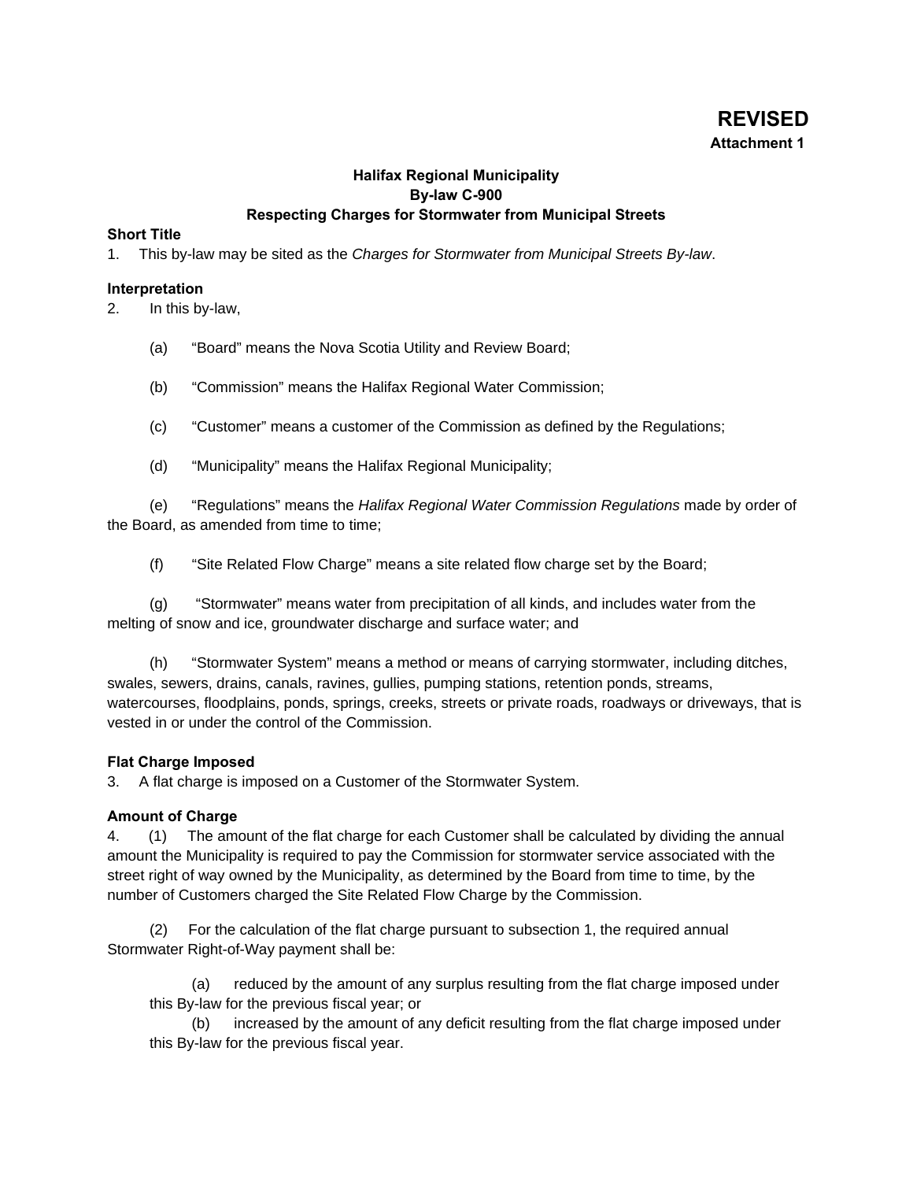**REVISED**

**Attachment 1**

**Halifax Regional Municipality**
**By-law C-900**
**Respecting Charges for Stormwater from Municipal Streets**

**Short Title**

1. This by-law may be sited as the *Charges for Stormwater from Municipal Streets By-law*.

**Interpretation**

2. In this by-law,

(a) "Board" means the Nova Scotia Utility and Review Board;

(b) "Commission" means the Halifax Regional Water Commission;

(c) "Customer" means a customer of the Commission as defined by the Regulations;

(d) "Municipality" means the Halifax Regional Municipality;

(e) "Regulations" means the *Halifax Regional Water Commission Regulations* made by order of the Board, as amended from time to time;

(f) "Site Related Flow Charge" means a site related flow charge set by the Board;

(g) "Stormwater" means water from precipitation of all kinds, and includes water from the melting of snow and ice, groundwater discharge and surface water; and

(h) "Stormwater System" means a method or means of carrying stormwater, including ditches, swales, sewers, drains, canals, ravines, gullies, pumping stations, retention ponds, streams, watercourses, floodplains, ponds, springs, creeks, streets or private roads, roadways or driveways, that is vested in or under the control of the Commission.

**Flat Charge Imposed**

3. A flat charge is imposed on a Customer of the Stormwater System.

**Amount of Charge**

4. (1) The amount of the flat charge for each Customer shall be calculated by dividing the annual amount the Municipality is required to pay the Commission for stormwater service associated with the street right of way owned by the Municipality, as determined by the Board from time to time, by the number of Customers charged the Site Related Flow Charge by the Commission.

(2) For the calculation of the flat charge pursuant to subsection 1, the required annual Stormwater Right-of-Way payment shall be:

(a) reduced by the amount of any surplus resulting from the flat charge imposed under this By-law for the previous fiscal year; or

(b) increased by the amount of any deficit resulting from the flat charge imposed under this By-law for the previous fiscal year.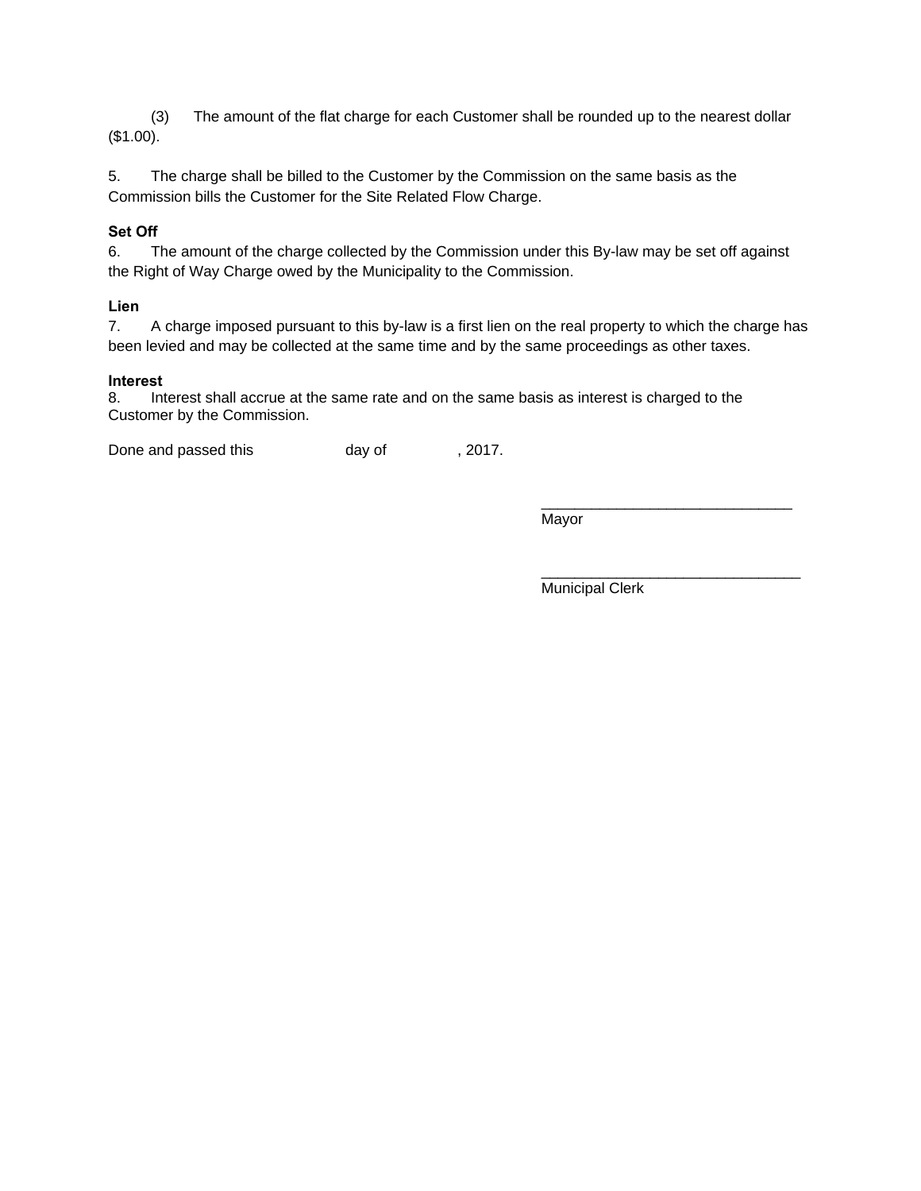(3) The amount of the flat charge for each Customer shall be rounded up to the nearest dollar ($1.00).

5. The charge shall be billed to the Customer by the Commission on the same basis as the Commission bills the Customer for the Site Related Flow Charge.

**Set Off**

6. The amount of the charge collected by the Commission under this By-law may be set off against the Right of Way Charge owed by the Municipality to the Commission.

**Lien**

7. A charge imposed pursuant to this by-law is a first lien on the real property to which the charge has been levied and may be collected at the same time and by the same proceedings as other taxes.

**Interest**

8. Interest shall accrue at the same rate and on the same basis as interest is charged to the Customer by the Commission.

Done and passed this day of , 2017.

______________________________
Mayor

______________________________
Municipal Clerk